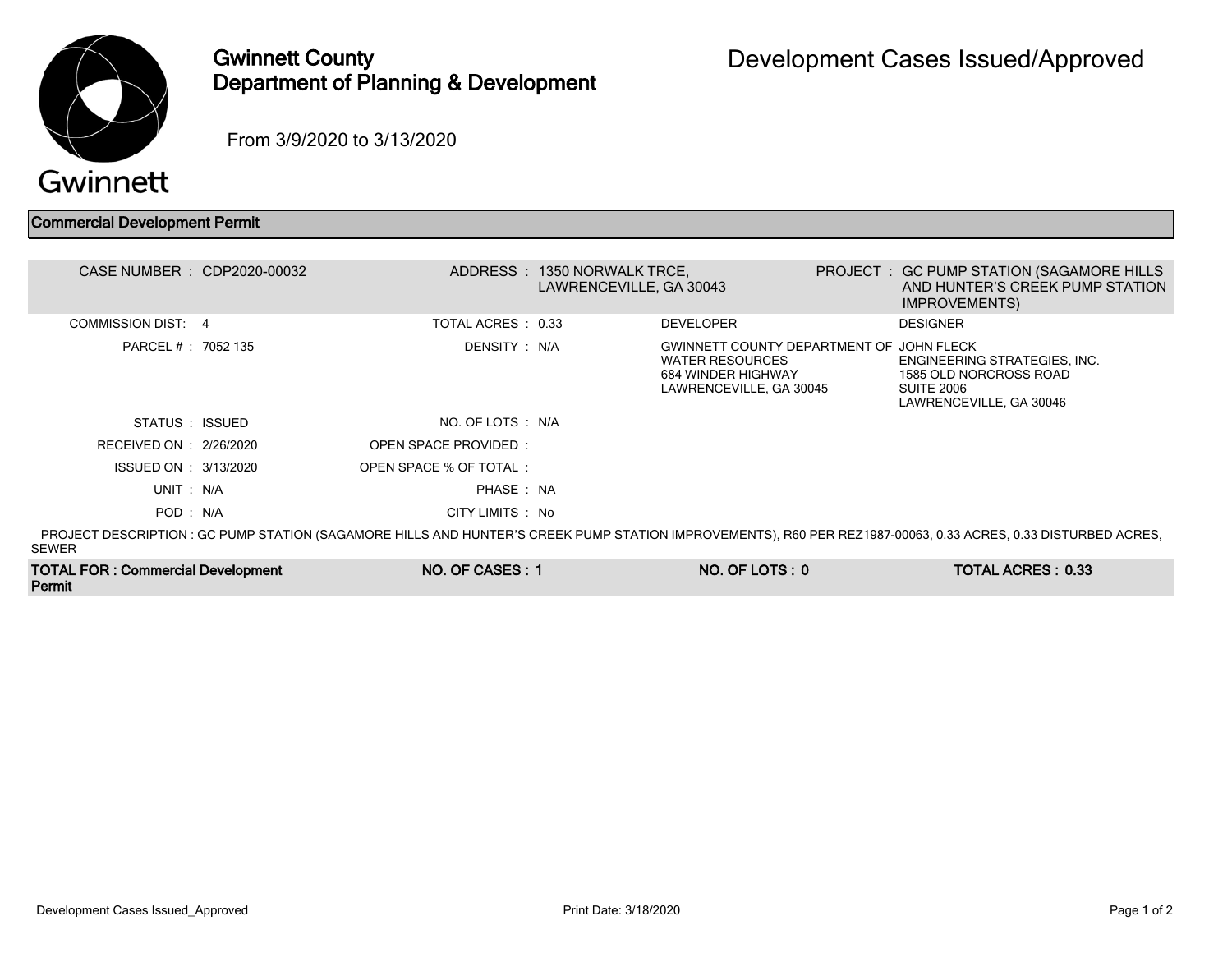# Gwinnett County
## Department of Planning & Development

# Development Cases Issued/Approved

From 3/9/2020 to 3/13/2020

## Commercial Development Permit

| | | | | | |
|---|---|---|---|---|---|
| CASE NUMBER : | CDP2020-00032 | ADDRESS : | 1350 NORWALK TRCE, LAWRENCEVILLE, GA 30043 | PROJECT : | GC PUMP STATION (SAGAMORE HILLS AND HUNTER'S CREEK PUMP STATION IMPROVEMENTS) |
| COMMISSION DIST: | 4 | TOTAL ACRES : | 0.33 | DEVELOPER | DESIGNER |
| PARCEL # : | 7052 135 | DENSITY : | N/A | GWINNETT COUNTY DEPARTMENT OF WATER RESOURCES 684 WINDER HIGHWAY LAWRENCEVILLE, GA 30045 | JOHN FLECK ENGINEERING STRATEGIES, INC. 1585 OLD NORCROSS ROAD SUITE 2006 LAWRENCEVILLE, GA 30046 |
| STATUS : | ISSUED | NO. OF LOTS : | N/A | | |
| RECEIVED ON : | 2/26/2020 | OPEN SPACE PROVIDED : | | | |
| ISSUED ON : | 3/13/2020 | OPEN SPACE % OF TOTAL : | | | |
| UNIT : | N/A | PHASE : | NA | | |
| POD : | N/A | CITY LIMITS : | No | | |

PROJECT DESCRIPTION : GC PUMP STATION (SAGAMORE HILLS AND HUNTER'S CREEK PUMP STATION IMPROVEMENTS), R60 PER REZ1987-00063, 0.33 ACRES, 0.33 DISTURBED ACRES, SEWER

| TOTAL FOR : Commercial Development Permit | NO. OF CASES : 1 | NO. OF LOTS : 0 | TOTAL ACRES : 0.33 |
|---|---|---|---|

Print Date: 3/18/2020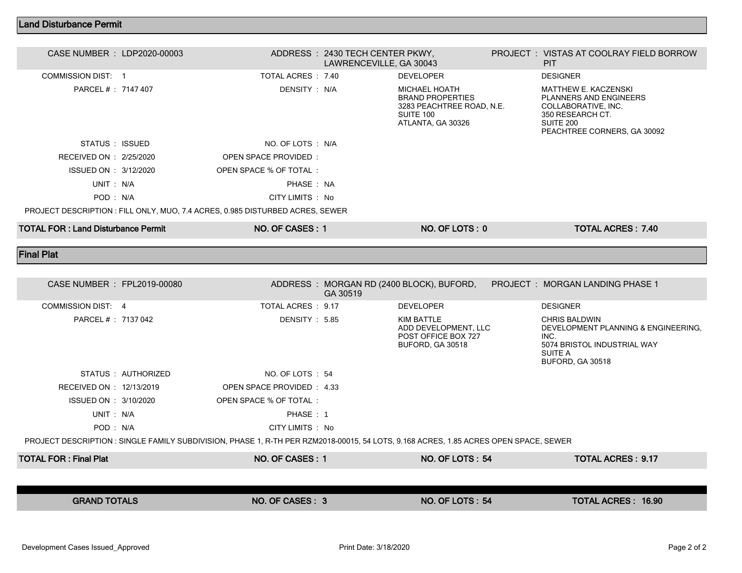## Land Disturbance Permit

| | | | |
|---|---|---|---|
| CASE NUMBER : LDP2020-00003 | ADDRESS : 2430 TECH CENTER PKWY, LAWRENCEVILLE, GA 30043 | | PROJECT : VISTAS AT COOLRAY FIELD BORROW PIT |
| COMMISSION DIST: 1 | TOTAL ACRES : 7.40 | DEVELOPER | DESIGNER |
| PARCEL # : 7147 407 | DENSITY : N/A | MICHAEL HOATH<br>BRAND PROPERTIES<br>3283 PEACHTREE ROAD, N.E.<br>SUITE 100<br>ATLANTA, GA 30326 | MATTHEW E. KACZENSKI<br>PLANNERS AND ENGINEERS COLLABORATIVE, INC.<br>350 RESEARCH CT.<br>SUITE 200<br>PEACHTREE CORNERS, GA 30092 |
| STATUS : ISSUED | NO. OF LOTS : N/A | | |
| RECEIVED ON : 2/25/2020 | OPEN SPACE PROVIDED : | | |
| ISSUED ON : 3/12/2020 | OPEN SPACE % OF TOTAL : | | |
| UNIT : N/A | PHASE : NA | | |
| POD : N/A | CITY LIMITS : No | | |

PROJECT DESCRIPTION : FILL ONLY, MUO, 7.4 ACRES, 0.985 DISTURBED ACRES, SEWER

| TOTAL FOR : Land Disturbance Permit | NO. OF CASES : 1 | NO. OF LOTS : 0 | TOTAL ACRES : 7.40 |
|---|---|---|---|

## Final Plat

| | | | |
|---|---|---|---|
| CASE NUMBER : FPL2019-00080 | ADDRESS : MORGAN RD (2400 BLOCK), BUFORD, GA 30519 | | PROJECT : MORGAN LANDING PHASE 1 |
| COMMISSION DIST: 4 | TOTAL ACRES : 9.17 | DEVELOPER | DESIGNER |
| PARCEL # : 7137 042 | DENSITY : 5.85 | KIM BATTLE<br>ADD DEVELOPMENT, LLC<br>POST OFFICE BOX 727<br>BUFORD, GA 30518 | CHRIS BALDWIN<br>DEVELOPMENT PLANNING & ENGINEERING, INC.<br>5074 BRISTOL INDUSTRIAL WAY<br>SUITE A<br>BUFORD, GA 30518 |
| STATUS : AUTHORIZED | NO. OF LOTS : 54 | | |
| RECEIVED ON : 12/13/2019 | OPEN SPACE PROVIDED : 4.33 | | |
| ISSUED ON : 3/10/2020 | OPEN SPACE % OF TOTAL : | | |
| UNIT : N/A | PHASE : 1 | | |
| POD : N/A | CITY LIMITS : No | | |

PROJECT DESCRIPTION : SINGLE FAMILY SUBDIVISION, PHASE 1, R-TH PER RZM2018-00015, 54 LOTS, 9.168 ACRES, 1.85 ACRES OPEN SPACE, SEWER

| TOTAL FOR : Final Plat | NO. OF CASES : 1 | NO. OF LOTS : 54 | TOTAL ACRES : 9.17 |
|---|---|---|---|

| GRAND TOTALS | NO. OF CASES : 3 | NO. OF LOTS : 54 | TOTAL ACRES : 16.90 |
|---|---|---|---|

Development Cases Issued_Approved　　Print Date: 3/18/2020